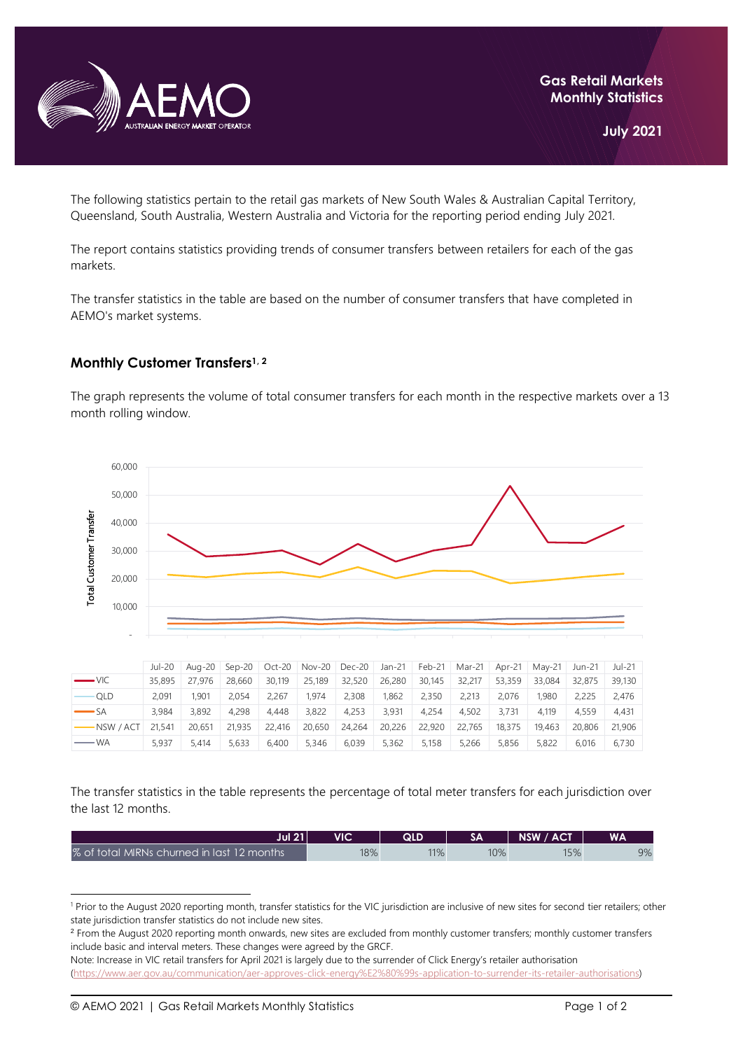**Gas Retail Markets Monthly Statistics**

**July 2021**

The following statistics pertain to the retail gas markets of New South Wales & Australian Capital Territory, Queensland, South Australia, Western Australia and Victoria for the reporting period ending July 2021.

The report contains statistics providing trends of consumer transfers between retailers for each of the gas markets.

The transfer statistics in the table are based on the number of consumer transfers that have completed in AEMO's market systems.

## Monthly Customer Transfers[1, 2]

The graph represents the volume of total consumer transfers for each month in the respective markets over a 13 month rolling window.

| | Jul-20 | Aug-20 | Sep-20 | Oct-20 | Nov-20 | Dec-20 | Jan-21 | Feb-21 | Mar-21 | Apr-21 | May-21 | Jun-21 | Jul-21 |
|---|---|---|---|---|---|---|---|---|---|---|---|---|---|
| VIC | 35,895 | 27,976 | 28,660 | 30,119 | 25,189 | 32,520 | 26,280 | 30,145 | 32,217 | 53,359 | 33,084 | 32,875 | 39,130 |
| QLD | 2,091 | 1,901 | 2,054 | 2,267 | 1,974 | 2,308 | 1,862 | 2,350 | 2,213 | 2,076 | 1,980 | 2,225 | 2,476 |
| SA | 3,984 | 3,892 | 4,298 | 4,448 | 3,822 | 4,253 | 3,931 | 4,254 | 4,502 | 3,731 | 4,119 | 4,559 | 4,431 |
| NSW / ACT | 21,541 | 20,651 | 21,935 | 22,416 | 20,650 | 24,264 | 20,226 | 22,920 | 22,765 | 18,375 | 19,463 | 20,806 | 21,906 |
| WA | 5,937 | 5,414 | 5,633 | 6,400 | 5,346 | 6,039 | 5,362 | 5,158 | 5,266 | 5,856 | 5,822 | 6,016 | 6,730 |

The transfer statistics in the table represents the percentage of total meter transfers for each jurisdiction over the last 12 months.

| Jul 21 | VIC | QLD | SA | NSW / ACT | WA |
|---|---|---|---|---|---|
| % of total MIRNs churned in last 12 months | 18% | 11% | 10% | 15% | 9% |

[1] Prior to the August 2020 reporting month, transfer statistics for the VIC jurisdiction are inclusive of new sites for second tier retailers; other state jurisdiction transfer statistics do not include new sites.

[2] From the August 2020 reporting month onwards, new sites are excluded from monthly customer transfers; monthly customer transfers include basic and interval meters. These changes were agreed by the GRCF.

Note: Increase in VIC retail transfers for April 2021 is largely due to the surrender of Click Energy's retailer authorisation (https://www.aer.gov.au/communication/aer-approves-click-energy%E2%80%99s-application-to-surrender-its-retailer-authorisations)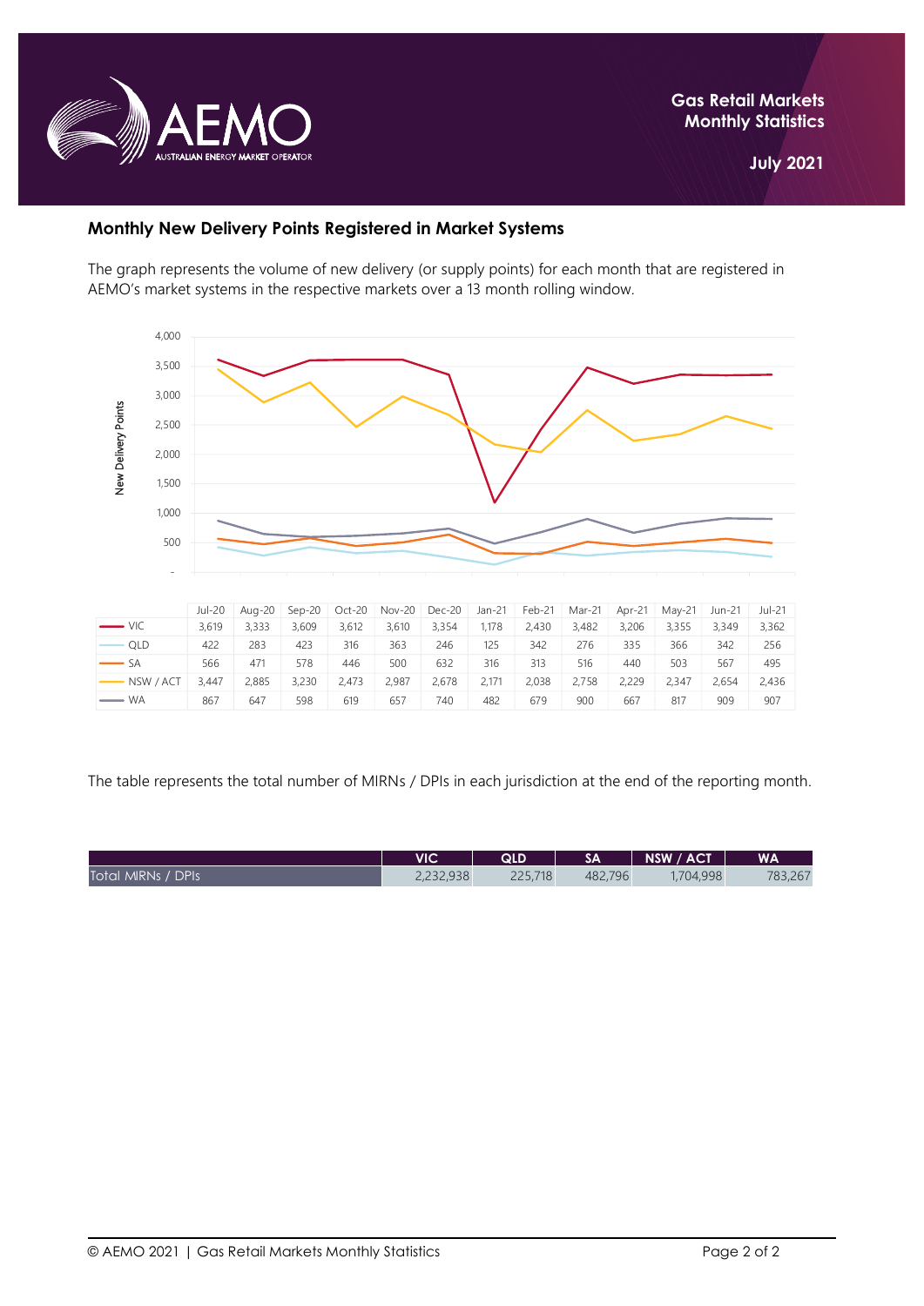## Monthly New Delivery Points Registered in Market Systems

The graph represents the volume of new delivery (or supply points) for each month that are registered in AEMO's market systems in the respective markets over a 13 month rolling window.

New Delivery Points

4,000
3,500
3,000
2,500
2,000
1,500
1,000
500
-

| | Jul-20 | Aug-20 | Sep-20 | Oct-20 | Nov-20 | Dec-20 | Jan-21 | Feb-21 | Mar-21 | Apr-21 | May-21 | Jun-21 | Jul-21 |
|---|---|---|---|---|---|---|---|---|---|---|---|---|---|
| VIC | 3,619 | 3,333 | 3,609 | 3,612 | 3,610 | 3,354 | 1,178 | 2,430 | 3,482 | 3,206 | 3,355 | 3,349 | 3,362 |
| QLD | 422 | 283 | 423 | 316 | 363 | 246 | 125 | 342 | 276 | 335 | 366 | 342 | 256 |
| SA | 566 | 471 | 578 | 446 | 500 | 632 | 316 | 313 | 516 | 440 | 503 | 567 | 495 |
| NSW / ACT | 3,447 | 2,885 | 3,230 | 2,473 | 2,987 | 2,678 | 2,171 | 2,038 | 2,758 | 2,229 | 2,347 | 2,654 | 2,436 |
| WA | 867 | 647 | 598 | 619 | 657 | 740 | 482 | 679 | 900 | 667 | 817 | 909 | 907 |

The table represents the total number of MIRNs / DPIs in each jurisdiction at the end of the reporting month.

| | VIC | QLD | SA | NSW / ACT | WA |
|---|---|---|---|---|---|
| Total MIRNs / DPIs | 2,232,938 | 225,718 | 482,796 | 1,704,998 | 783,267 |